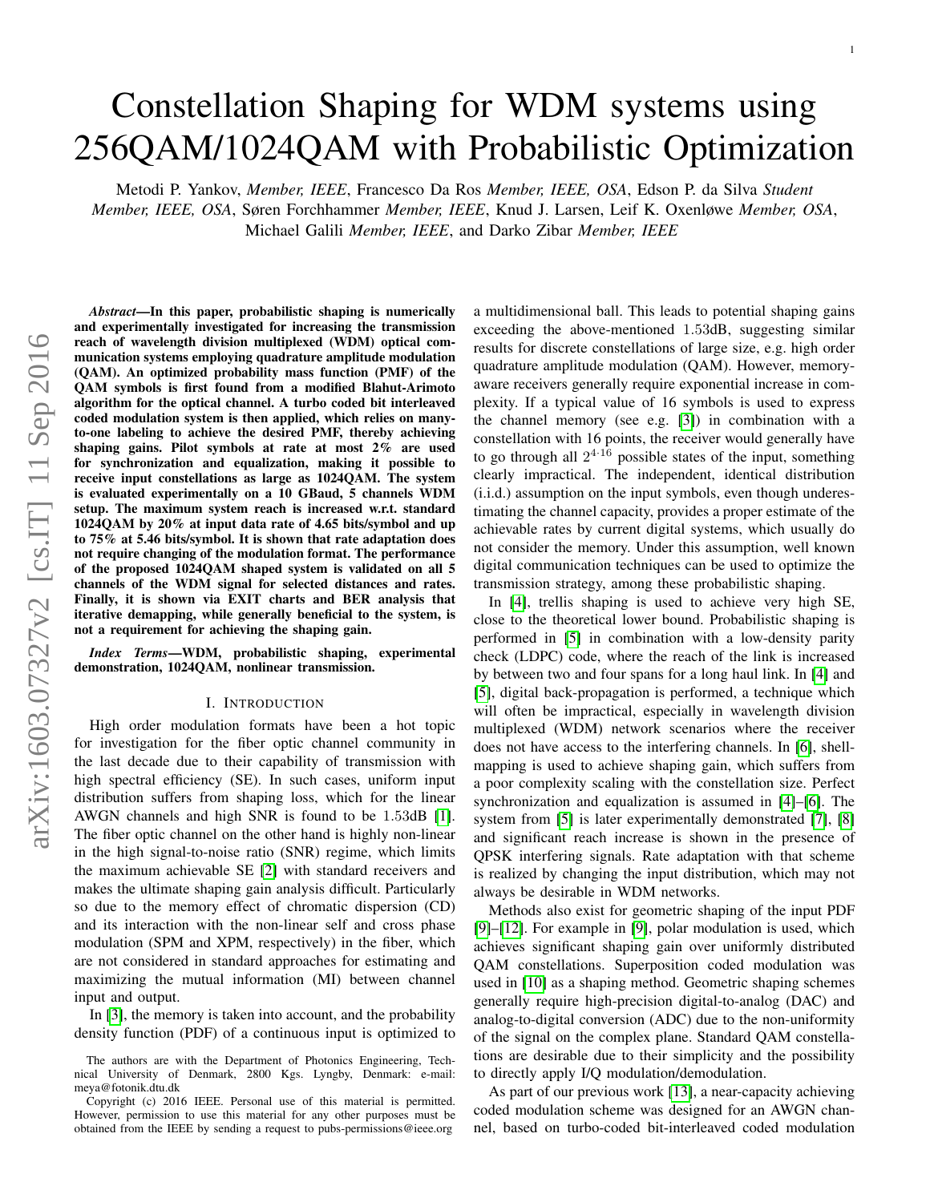# Constellation Shaping for WDM systems using 256QAM/1024QAM with Probabilistic Optimization

Metodi P. Yankov, *Member, IEEE*, Francesco Da Ros *Member, IEEE, OSA*, Edson P. da Silva *Student Member, IEEE, OSA*, Søren Forchhammer *Member, IEEE*, Knud J. Larsen, Leif K. Oxenløwe *Member, OSA*, Michael Galili *Member, IEEE*, and Darko Zibar *Member, IEEE*

***Abstract*—In this paper, probabilistic shaping is numerically and experimentally investigated for increasing the transmission reach of wavelength division multiplexed (WDM) optical communication systems employing quadrature amplitude modulation (QAM). An optimized probability mass function (PMF) of the QAM symbols is first found from a modified Blahut-Arimoto algorithm for the optical channel. A turbo coded bit interleaved coded modulation system is then applied, which relies on many-to-one labeling to achieve the desired PMF, thereby achieving shaping gains. Pilot symbols at rate at most 2% are used for synchronization and equalization, making it possible to receive input constellations as large as 1024QAM. The system is evaluated experimentally on a 10 GBaud, 5 channels WDM setup. The maximum system reach is increased w.r.t. standard 1024QAM by 20% at input data rate of 4.65 bits/symbol and up to 75% at 5.46 bits/symbol. It is shown that rate adaptation does not require changing of the modulation format. The performance of the proposed 1024QAM shaped system is validated on all 5 channels of the WDM signal for selected distances and rates. Finally, it is shown via EXIT charts and BER analysis that iterative demapping, while generally beneficial to the system, is not a requirement for achieving the shaping gain.**

***Index Terms*—WDM, probabilistic shaping, experimental demonstration, 1024QAM, nonlinear transmission.**

## I. Introduction

High order modulation formats have been a hot topic for investigation for the fiber optic channel community in the last decade due to their capability of transmission with high spectral efficiency (SE). In such cases, uniform input distribution suffers from shaping loss, which for the linear AWGN channels and high SNR is found to be 1.53dB [1]. The fiber optic channel on the other hand is highly non-linear in the high signal-to-noise ratio (SNR) regime, which limits the maximum achievable SE [2] with standard receivers and makes the ultimate shaping gain analysis difficult. Particularly so due to the memory effect of chromatic dispersion (CD) and its interaction with the non-linear self and cross phase modulation (SPM and XPM, respectively) in the fiber, which are not considered in standard approaches for estimating and maximizing the mutual information (MI) between channel input and output.

In [3], the memory is taken into account, and the probability density function (PDF) of a continuous input is optimized to a multidimensional ball. This leads to potential shaping gains exceeding the above-mentioned 1.53dB, suggesting similar results for discrete constellations of large size, e.g. high order quadrature amplitude modulation (QAM). However, memory-aware receivers generally require exponential increase in complexity. If a typical value of 16 symbols is used to express the channel memory (see e.g. [3]) in combination with a constellation with 16 points, the receiver would generally have to go through all $2^{4\cdot 16}$ possible states of the input, something clearly impractical. The independent, identical distribution (i.i.d.) assumption on the input symbols, even though underestimating the channel capacity, provides a proper estimate of the achievable rates by current digital systems, which usually do not consider the memory. Under this assumption, well known digital communication techniques can be used to optimize the transmission strategy, among these probabilistic shaping.

In [4], trellis shaping is used to achieve very high SE, close to the theoretical lower bound. Probabilistic shaping is performed in [5] in combination with a low-density parity check (LDPC) code, where the reach of the link is increased by between two and four spans for a long haul link. In [4] and [5], digital back-propagation is performed, a technique which will often be impractical, especially in wavelength division multiplexed (WDM) network scenarios where the receiver does not have access to the interfering channels. In [6], shell-mapping is used to achieve shaping gain, which suffers from a poor complexity scaling with the constellation size. Perfect synchronization and equalization is assumed in [4]–[6]. The system from [5] is later experimentally demonstrated [7], [8] and significant reach increase is shown in the presence of QPSK interfering signals. Rate adaptation with that scheme is realized by changing the input distribution, which may not always be desirable in WDM networks.

Methods also exist for geometric shaping of the input PDF [9]–[12]. For example in [9], polar modulation is used, which achieves significant shaping gain over uniformly distributed QAM constellations. Superposition coded modulation was used in [10] as a shaping method. Geometric shaping schemes generally require high-precision digital-to-analog (DAC) and analog-to-digital conversion (ADC) due to the non-uniformity of the signal on the complex plane. Standard QAM constellations are desirable due to their simplicity and the possibility to directly apply I/Q modulation/demodulation.

As part of our previous work [13], a near-capacity achieving coded modulation scheme was designed for an AWGN channel, based on turbo-coded bit-interleaved coded modulation

The authors are with the Department of Photonics Engineering, Technical University of Denmark, 2800 Kgs. Lyngby, Denmark: e-mail: meya@fotonik.dtu.dk

Copyright (c) 2016 IEEE. Personal use of this material is permitted. However, permission to use this material for any other purposes must be obtained from the IEEE by sending a request to pubs-permissions@ieee.org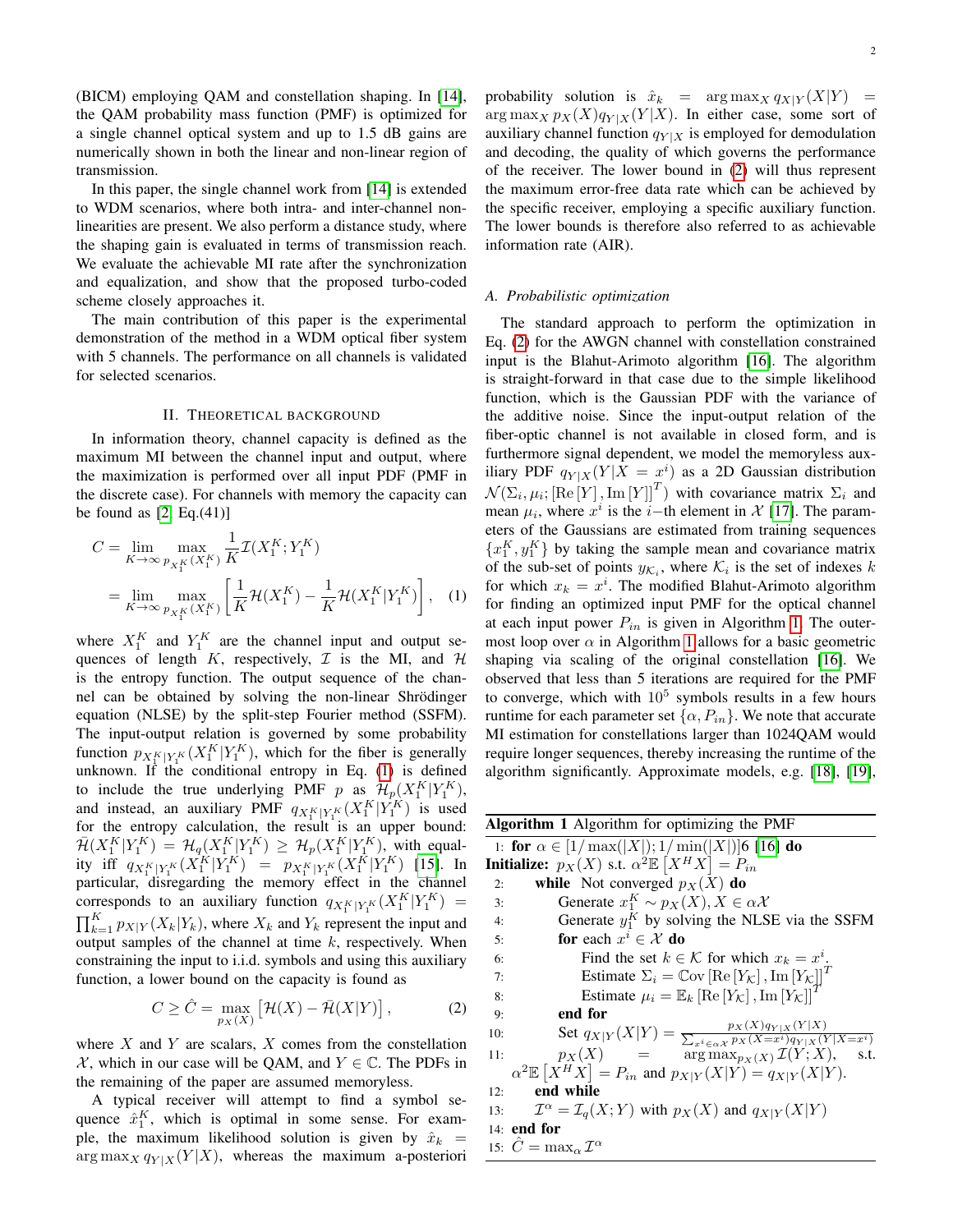(BICM) employing QAM and constellation shaping. In [14], the QAM probability mass function (PMF) is optimized for a single channel optical system and up to 1.5 dB gains are numerically shown in both the linear and non-linear region of transmission.

In this paper, the single channel work from [14] is extended to WDM scenarios, where both intra- and inter-channel non-linearities are present. We also perform a distance study, where the shaping gain is evaluated in terms of transmission reach. We evaluate the achievable MI rate after the synchronization and equalization, and show that the proposed turbo-coded scheme closely approaches it.

The main contribution of this paper is the experimental demonstration of the method in a WDM optical fiber system with 5 channels. The performance on all channels is validated for selected scenarios.

## II. Theoretical background

In information theory, channel capacity is defined as the maximum MI between the channel input and output, where the maximization is performed over all input PDF (PMF in the discrete case). For channels with memory the capacity can be found as [2, Eq.(41)]

$$
\begin{aligned}
C &= \lim_{K\to\infty} \max_{p_{X_1^K}(X_1^K)} \frac{1}{K}\mathcal{I}(X_1^K;Y_1^K) \\
&= \lim_{K\to\infty} \max_{p_{X_1^K}(X_1^K)} \left[\frac{1}{K}\mathcal{H}(X_1^K) - \frac{1}{K}\mathcal{H}(X_1^K|Y_1^K)\right], \quad (1)
\end{aligned}
$$

where $X_1^K$ and $Y_1^K$ are the channel input and output sequences of length $K$, respectively, $\mathcal{I}$ is the MI, and $\mathcal{H}$ is the entropy function. The output sequence of the channel can be obtained by solving the non-linear Shrödinger equation (NLSE) by the split-step Fourier method (SSFM). The input-output relation is governed by some probability function $p_{X_1^K|Y_1^K}(X_1^K|Y_1^K)$, which for the fiber is generally unknown. If the conditional entropy in Eq. (1) is defined to include the true underlying PMF $p$ as $\mathcal{H}_p(X_1^K|Y_1^K)$, and instead, an auxiliary PMF $q_{X_1^K|Y_1^K}(X_1^K|Y_1^K)$ is used for the entropy calculation, the result is an upper bound: $\bar{\mathcal{H}}(X_1^K|Y_1^K) = \mathcal{H}_q(X_1^K|Y_1^K) \geq \mathcal{H}_p(X_1^K|Y_1^K)$, with equality iff $q_{X_1^K|Y_1^K}(X_1^K|Y_1^K) = p_{X_1^K|Y_1^K}(X_1^K|Y_1^K)$ [15]. In particular, disregarding the memory effect in the channel corresponds to an auxiliary function $q_{X_1^K|Y_1^K}(X_1^K|Y_1^K) = \prod_{k=1}^K p_{X|Y}(X_k|Y_k)$, where $X_k$ and $Y_k$ represent the input and output samples of the channel at time $k$, respectively. When constraining the input to i.i.d. symbols and using this auxiliary function, a lower bound on the capacity is found as

$$
C \geq \hat{C} = \max_{p_X(X)} \left[\mathcal{H}(X) - \bar{\mathcal{H}}(X|Y)\right], \quad (2)
$$

where $X$ and $Y$ are scalars, $X$ comes from the constellation $\mathcal{X}$, which in our case will be QAM, and $Y \in \mathbb{C}$. The PDFs in the remaining of the paper are assumed memoryless.

A typical receiver will attempt to find a symbol sequence $\hat{x}_1^K$, which is optimal in some sense. For example, the maximum likelihood solution is given by $\hat{x}_k = \arg\max_X q_{Y|X}(Y|X)$, whereas the maximum a-posteriori probability solution is $\hat{x}_k = \arg\max_X q_{X|Y}(X|Y) = \arg\max_X p_X(X)q_{Y|X}(Y|X)$. In either case, some sort of auxiliary channel function $q_{Y|X}$ is employed for demodulation and decoding, the quality of which governs the performance of the receiver. The lower bound in (2) will thus represent the maximum error-free data rate which can be achieved by the specific receiver, employing a specific auxiliary function. The lower bounds is therefore also referred to as achievable information rate (AIR).

### A. Probabilistic optimization

The standard approach to perform the optimization in Eq. (2) for the AWGN channel with constellation constrained input is the Blahut-Arimoto algorithm [16]. The algorithm is straight-forward in that case due to the simple likelihood function, which is the Gaussian PDF with the variance of the additive noise. Since the input-output relation of the fiber-optic channel is not available in closed form, and is furthermore signal dependent, we model the memoryless auxiliary PDF $q_{Y|X}(Y|X=x^i)$ as a 2D Gaussian distribution $\mathcal{N}(\Sigma_i, \mu_i; [\mathrm{Re}[Y], \mathrm{Im}[Y]]^T)$ with covariance matrix $\Sigma_i$ and mean $\mu_i$, where $x^i$ is the $i-$th element in $\mathcal{X}$ [17]. The parameters of the Gaussians are estimated from training sequences $\{x_1^K, y_1^K\}$ by taking the sample mean and covariance matrix of the sub-set of points $y_{\mathcal{K}_i}$, where $\mathcal{K}_i$ is the set of indexes $k$ for which $x_k = x^i$. The modified Blahut-Arimoto algorithm for finding an optimized input PMF for the optical channel at each input power $P_{in}$ is given in Algorithm 1. The outermost loop over $\alpha$ in Algorithm 1 allows for a basic geometric shaping via scaling of the original constellation [16]. We observed that less than 5 iterations are required for the PMF to converge, which with $10^5$ symbols results in a few hours runtime for each parameter set $\{\alpha, P_{in}\}$. We note that accurate MI estimation for constellations larger than 1024QAM would require longer sequences, thereby increasing the runtime of the algorithm significantly. Approximate models, e.g. [18], [19],

**Algorithm 1** Algorithm for optimizing the PMF

1: **for** $\alpha \in [1/\max(|X|); 1/\min(|X|)]$6 [16] **do**
**Initialize:** $p_X(X)$ s.t. $\alpha^2\mathbb{E}\left[X^H X\right] = P_{in}$
2: **while** Not converged $p_X(X)$ **do**
3: Generate $x_1^K \sim p_X(X), X \in \alpha\mathcal{X}$
4: Generate $y_1^K$ by solving the NLSE via the SSFM
5: **for** each $x^i \in \mathcal{X}$ **do**
6: Find the set $k \in \mathcal{K}$ for which $x_k = x^i$.
7: Estimate $\Sigma_i = \mathbb{C}\mathrm{ov}\left[\mathrm{Re}[Y_\mathcal{K}], \mathrm{Im}[Y_\mathcal{K}]\right]^T$
8: Estimate $\mu_i = \mathbb{E}_k\left[\mathrm{Re}[Y_\mathcal{K}], \mathrm{Im}[Y_\mathcal{K}]\right]^T$
9: **end for**
10: Set $q_{X|Y}(X|Y) = \frac{p_X(X)q_{Y|X}(Y|X)}{\sum_{x^i\in\alpha\mathcal{X}} p_X(X=x^i)q_{Y|X}(Y|X=x^i)}$
11: $p_X(X) = \arg\max_{p_X(X)} \mathcal{I}(Y;X)$, s.t. $\alpha^2\mathbb{E}\left[X^H X\right] = P_{in}$ and $p_{X|Y}(X|Y) = q_{X|Y}(X|Y)$.
12: **end while**
13: $\mathcal{I}^\alpha = \mathcal{I}_q(X;Y)$ with $p_X(X)$ and $q_{X|Y}(X|Y)$
14: **end for**
15: $\hat{C} = \max_\alpha \mathcal{I}^\alpha$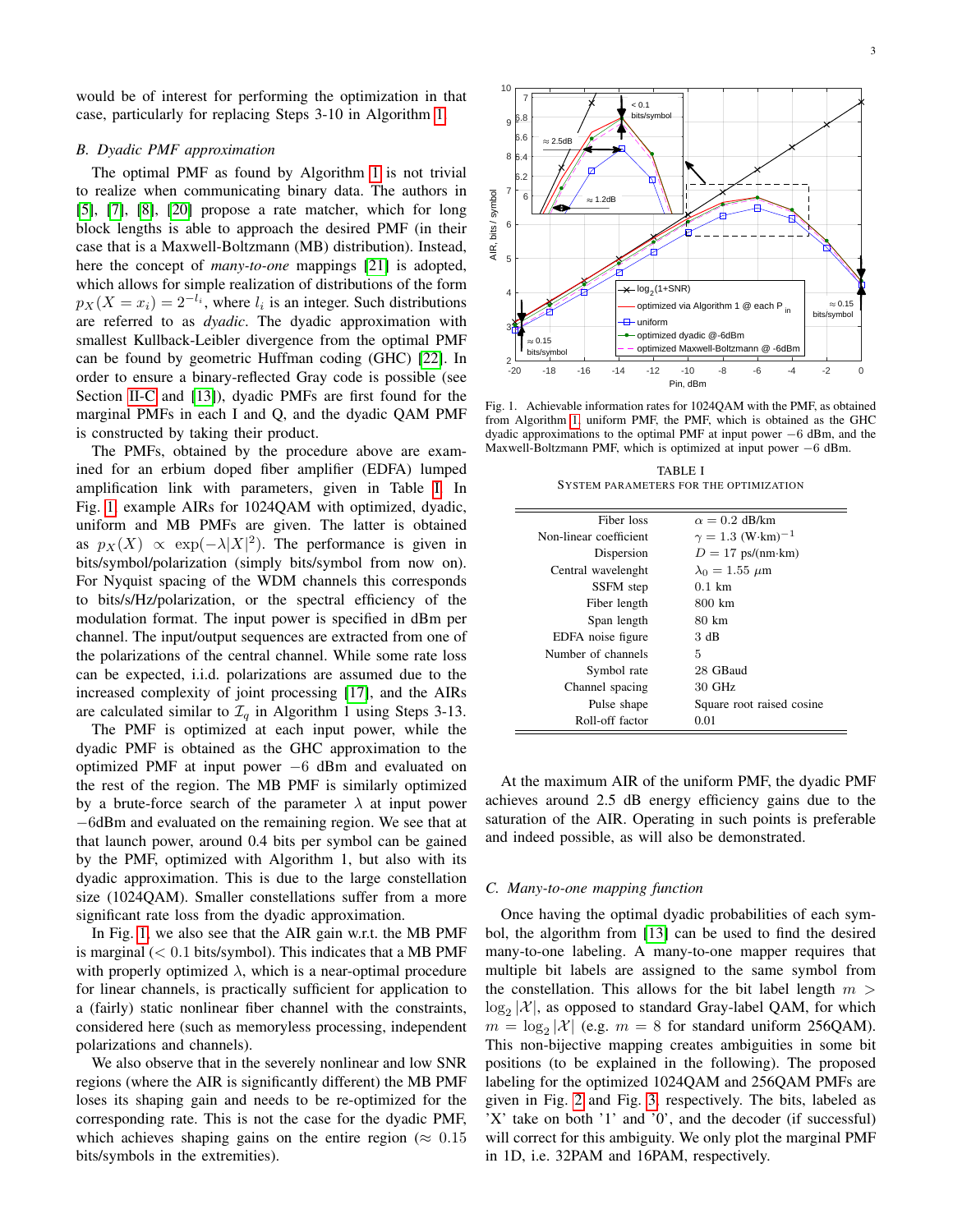would be of interest for performing the optimization in that case, particularly for replacing Steps 3-10 in Algorithm 1.

### B. Dyadic PMF approximation

The optimal PMF as found by Algorithm 1 is not trivial to realize when communicating binary data. The authors in [5], [7], [8], [20] propose a rate matcher, which for long block lengths is able to approach the desired PMF (in their case that is a Maxwell-Boltzmann (MB) distribution). Instead, here the concept of *many-to-one* mappings [21] is adopted, which allows for simple realization of distributions of the form $p_X(X = x_i) = 2^{-l_i}$, where $l_i$ is an integer. Such distributions are referred to as *dyadic*. The dyadic approximation with smallest Kullback-Leibler divergence from the optimal PMF can be found by geometric Huffman coding (GHC) [22]. In order to ensure a binary-reflected Gray code is possible (see Section II-C and [13]), dyadic PMFs are first found for the marginal PMFs in each I and Q, and the dyadic QAM PMF is constructed by taking their product.

The PMFs, obtained by the procedure above are examined for an erbium doped fiber amplifier (EDFA) lumped amplification link with parameters, given in Table I. In Fig. 1, example AIRs for 1024QAM with optimized, dyadic, uniform and MB PMFs are given. The latter is obtained as $p_X(X) \propto \exp(-\lambda|X|^2)$. The performance is given in bits/symbol/polarization (simply bits/symbol from now on). For Nyquist spacing of the WDM channels this corresponds to bits/s/Hz/polarization, or the spectral efficiency of the modulation format. The input power is specified in dBm per channel. The input/output sequences are extracted from one of the polarizations of the central channel. While some rate loss can be expected, i.i.d. polarizations are assumed due to the increased complexity of joint processing [17], and the AIRs are calculated similar to $\mathcal{I}_q$ in Algorithm 1 using Steps 3-13.

The PMF is optimized at each input power, while the dyadic PMF is obtained as the GHC approximation to the optimized PMF at input power $-6$ dBm and evaluated on the rest of the region. The MB PMF is similarly optimized by a brute-force search of the parameter $\lambda$ at input power $-6$dBm and evaluated on the remaining region. We see that at that launch power, around 0.4 bits per symbol can be gained by the PMF, optimized with Algorithm 1, but also with its dyadic approximation. This is due to the large constellation size (1024QAM). Smaller constellations suffer from a more significant rate loss from the dyadic approximation.

In Fig. 1, we also see that the AIR gain w.r.t. the MB PMF is marginal ($< 0.1$ bits/symbol). This indicates that a MB PMF with properly optimized $\lambda$, which is a near-optimal procedure for linear channels, is practically sufficient for application to a (fairly) static nonlinear fiber channel with the constraints, considered here (such as memoryless processing, independent polarizations and channels).

We also observe that in the severely nonlinear and low SNR regions (where the AIR is significantly different) the MB PMF loses its shaping gain and needs to be re-optimized for the corresponding rate. This is not the case for the dyadic PMF, which achieves shaping gains on the entire region ($\approx 0.15$ bits/symbols in the extremities).

Fig. 1. Achievable information rates for 1024QAM with the PMF, as obtained from Algorithm 1, uniform PMF, the PMF, which is obtained as the GHC dyadic approximations to the optimal PMF at input power $-6$ dBm, and the Maxwell-Boltzmann PMF, which is optimized at input power $-6$ dBm.

TABLE I
SYSTEM PARAMETERS FOR THE OPTIMIZATION

| | |
|---|---|
| Fiber loss | $\alpha = 0.2$ dB/km |
| Non-linear coefficient | $\gamma = 1.3$ (W·km)$^{-1}$ |
| Dispersion | $D = 17$ ps/(nm·km) |
| Central wavelenght | $\lambda_0 = 1.55$ $\mu$m |
| SSFM step | 0.1 km |
| Fiber length | 800 km |
| Span length | 80 km |
| EDFA noise figure | 3 dB |
| Number of channels | 5 |
| Symbol rate | 28 GBaud |
| Channel spacing | 30 GHz |
| Pulse shape | Square root raised cosine |
| Roll-off factor | 0.01 |

At the maximum AIR of the uniform PMF, the dyadic PMF achieves around 2.5 dB energy efficiency gains due to the saturation of the AIR. Operating in such points is preferable and indeed possible, as will also be demonstrated.

### C. Many-to-one mapping function

Once having the optimal dyadic probabilities of each symbol, the algorithm from [13] can be used to find the desired many-to-one labeling. A many-to-one mapper requires that multiple bit labels are assigned to the same symbol from the constellation. This allows for the bit label length $m > \log_2|\mathcal{X}|$, as opposed to standard Gray-label QAM, for which $m = \log_2|\mathcal{X}|$ (e.g. $m = 8$ for standard uniform 256QAM). This non-bijective mapping creates ambiguities in some bit positions (to be explained in the following). The proposed labeling for the optimized 1024QAM and 256QAM PMFs are given in Fig. 2 and Fig. 3, respectively. The bits, labeled as 'X' take on both '1' and '0', and the decoder (if successful) will correct for this ambiguity. We only plot the marginal PMF in 1D, i.e. 32PAM and 16PAM, respectively.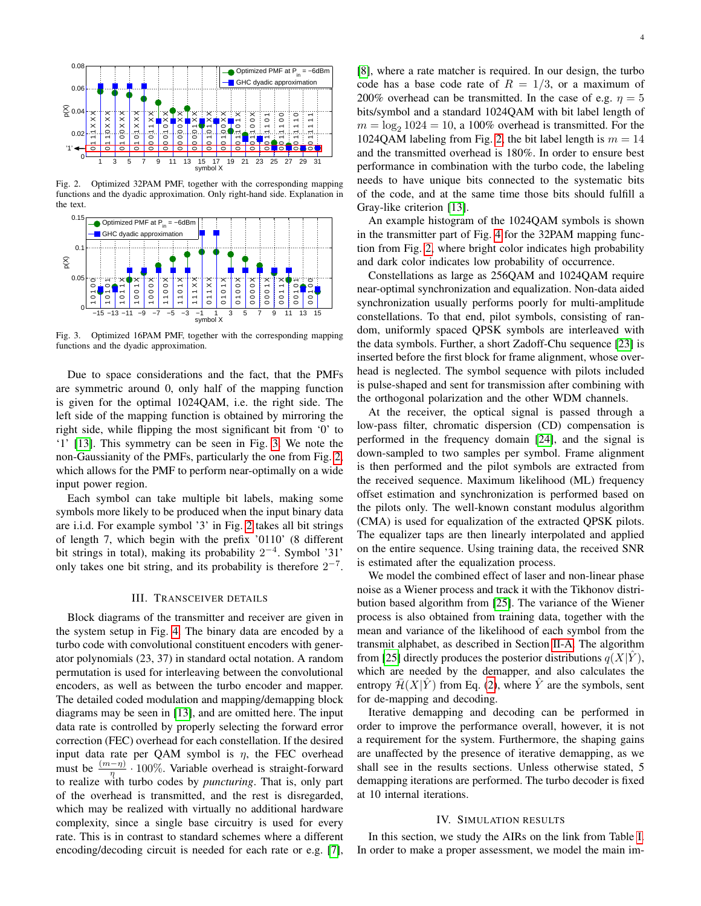Fig. 2. Optimized 32PAM PMF, together with the corresponding mapping functions and the dyadic approximation. Only right-hand side. Explanation in the text.

Fig. 3. Optimized 16PAM PMF, together with the corresponding mapping functions and the dyadic approximation.

Due to space considerations and the fact, that the PMFs are symmetric around 0, only half of the mapping function is given for the optimal 1024QAM, i.e. the right side. The left side of the mapping function is obtained by mirroring the right side, while flipping the most significant bit from '0' to '1' [13]. This symmetry can be seen in Fig. 3. We note the non-Gaussianity of the PMFs, particularly the one from Fig. 2, which allows for the PMF to perform near-optimally on a wide input power region.

Each symbol can take multiple bit labels, making some symbols more likely to be produced when the input binary data are i.i.d. For example symbol '3' in Fig. 2 takes all bit strings of length 7, which begin with the prefix '0110' (8 different bit strings in total), making its probability $2^{-4}$. Symbol '31' only takes one bit string, and its probability is therefore $2^{-7}$.

## III. Transceiver Details

Block diagrams of the transmitter and receiver are given in the system setup in Fig. 4. The binary data are encoded by a turbo code with convolutional constituent encoders with generator polynomials (23, 37) in standard octal notation. A random permutation is used for interleaving between the convolutional encoders, as well as between the turbo encoder and mapper. The detailed coded modulation and mapping/demapping block diagrams may be seen in [13], and are omitted here. The input data rate is controlled by properly selecting the forward error correction (FEC) overhead for each constellation. If the desired input data rate per QAM symbol is $\eta$, the FEC overhead must be $\frac{(m-\eta)}{\eta} \cdot 100\%$. Variable overhead is straight-forward to realize with turbo codes by *puncturing*. That is, only part of the overhead is transmitted, and the rest is disregarded, which may be realized with virtually no additional hardware complexity, since a single base circuitry is used for every rate. This is in contrast to standard schemes where a different encoding/decoding circuit is needed for each rate or e.g. [7], [8], where a rate matcher is required. In our design, the turbo code has a base code rate of $R = 1/3$, or a maximum of 200% overhead can be transmitted. In the case of e.g. $\eta = 5$ bits/symbol and a standard 1024QAM with bit label length of $m = \log_2 1024 = 10$, a 100% overhead is transmitted. For the 1024QAM labeling from Fig. 2, the bit label length is $m = 14$ and the transmitted overhead is 180%. In order to ensure best performance in combination with the turbo code, the labeling needs to have unique bits connected to the systematic bits of the code, and at the same time those bits should fulfill a Gray-like criterion [13].

An example histogram of the 1024QAM symbols is shown in the transmitter part of Fig. 4 for the 32PAM mapping function from Fig. 2, where bright color indicates high probability and dark color indicates low probability of occurrence.

Constellations as large as 256QAM and 1024QAM require near-optimal synchronization and equalization. Non-data aided synchronization usually performs poorly for multi-amplitude constellations. To that end, pilot symbols, consisting of random, uniformly spaced QPSK symbols are interleaved with the data symbols. Further, a short Zadoff-Chu sequence [23] is inserted before the first block for frame alignment, whose overhead is neglected. The symbol sequence with pilots included is pulse-shaped and sent for transmission after combining with the orthogonal polarization and the other WDM channels.

At the receiver, the optical signal is passed through a low-pass filter, chromatic dispersion (CD) compensation is performed in the frequency domain [24], and the signal is down-sampled to two samples per symbol. Frame alignment is then performed and the pilot symbols are extracted from the received sequence. Maximum likelihood (ML) frequency offset estimation and synchronization is performed based on the pilots only. The well-known constant modulus algorithm (CMA) is used for equalization of the extracted QPSK pilots. The equalizer taps are then linearly interpolated and applied on the entire sequence. Using training data, the received SNR is estimated after the equalization process.

We model the combined effect of laser and non-linear phase noise as a Wiener process and track it with the Tikhonov distribution based algorithm from [25]. The variance of the Wiener process is also obtained from training data, together with the mean and variance of the likelihood of each symbol from the transmit alphabet, as described in Section II-A. The algorithm from [25] directly produces the posterior distributions $q(X|\hat{Y})$, which are needed by the demapper, and also calculates the entropy $\bar{\mathcal{H}}(X|\hat{Y})$ from Eq. (2), where $\hat{Y}$ are the symbols, sent for de-mapping and decoding.

Iterative demapping and decoding can be performed in order to improve the performance overall, however, it is not a requirement for the system. Furthermore, the shaping gains are unaffected by the presence of iterative demapping, as we shall see in the results sections. Unless otherwise stated, 5 demapping iterations are performed. The turbo decoder is fixed at 10 internal iterations.

## IV. Simulation Results

In this section, we study the AIRs on the link from Table I. In order to make a proper assessment, we model the main im-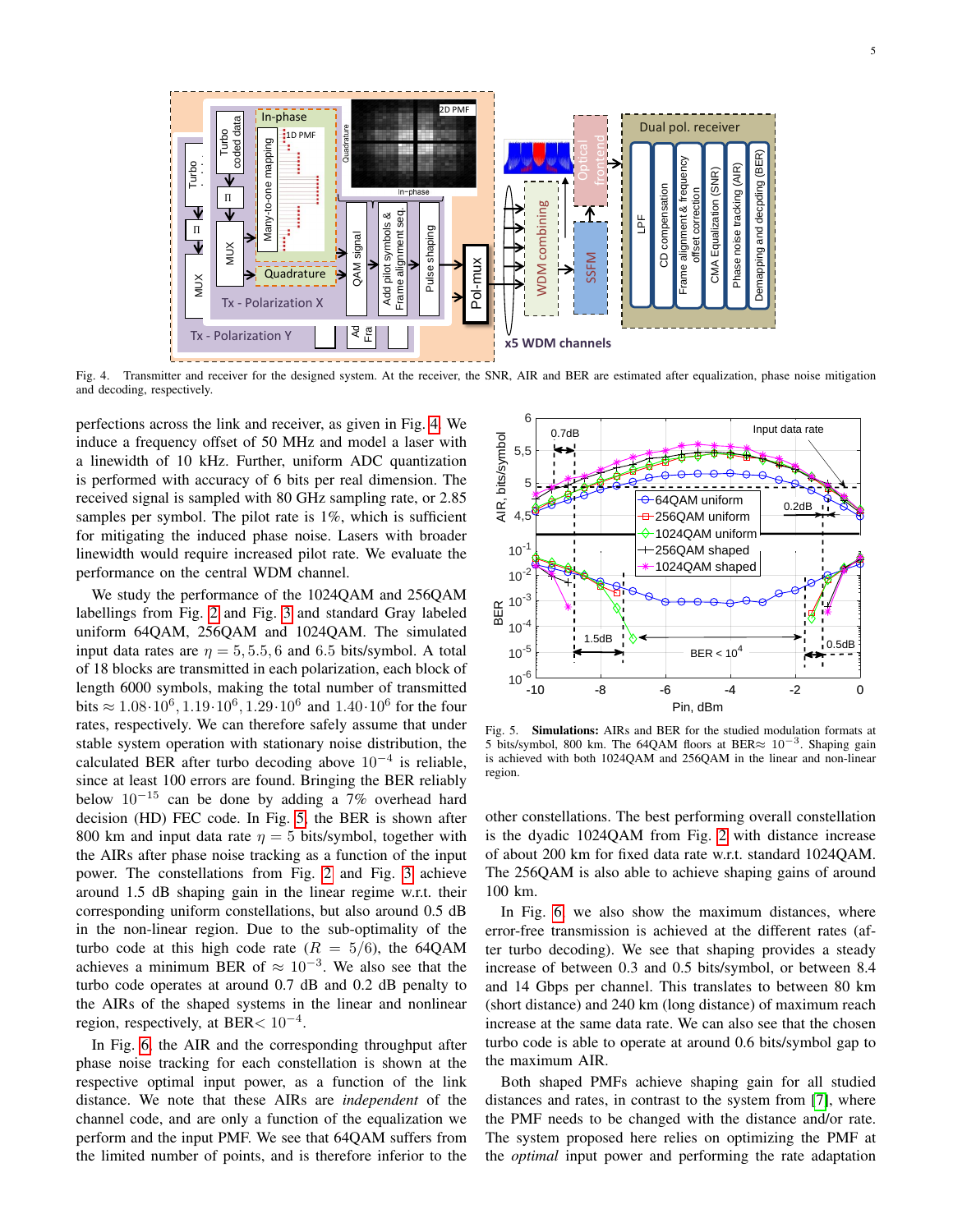Fig. 4. Transmitter and receiver for the designed system. At the receiver, the SNR, AIR and BER are estimated after equalization, phase noise mitigation and decoding, respectively.

perfections across the link and receiver, as given in Fig. 4. We induce a frequency offset of 50 MHz and model a laser with a linewidth of 10 kHz. Further, uniform ADC quantization is performed with accuracy of 6 bits per real dimension. The received signal is sampled with 80 GHz sampling rate, or 2.85 samples per symbol. The pilot rate is 1%, which is sufficient for mitigating the induced phase noise. Lasers with broader linewidth would require increased pilot rate. We evaluate the performance on the central WDM channel.

We study the performance of the 1024QAM and 256QAM labellings from Fig. 2 and Fig. 3 and standard Gray labeled uniform 64QAM, 256QAM and 1024QAM. The simulated input data rates are $\eta = 5, 5.5, 6$ and 6.5 bits/symbol. A total of 18 blocks are transmitted in each polarization, each block of length 6000 symbols, making the total number of transmitted bits $\approx 1.08 \cdot 10^6, 1.19 \cdot 10^6, 1.29 \cdot 10^6$ and $1.40 \cdot 10^6$ for the four rates, respectively. We can therefore safely assume that under stable system operation with stationary noise distribution, the calculated BER after turbo decoding above $10^{-4}$ is reliable, since at least 100 errors are found. Bringing the BER reliably below $10^{-15}$ can be done by adding a 7% overhead hard decision (HD) FEC code. In Fig. 5, the BER is shown after 800 km and input data rate $\eta = 5$ bits/symbol, together with the AIRs after phase noise tracking as a function of the input power. The constellations from Fig. 2 and Fig. 3 achieve around 1.5 dB shaping gain in the linear regime w.r.t. their corresponding uniform constellations, but also around 0.5 dB in the non-linear region. Due to the sub-optimality of the turbo code at this high code rate ($R = 5/6$), the 64QAM achieves a minimum BER of $\approx 10^{-3}$. We also see that the turbo code operates at around 0.7 dB and 0.2 dB penalty to the AIRs of the shaped systems in the linear and nonlinear region, respectively, at BER$< 10^{-4}$.

In Fig. 6, the AIR and the corresponding throughput after phase noise tracking for each constellation is shown at the respective optimal input power, as a function of the link distance. We note that these AIRs are *independent* of the channel code, and are only a function of the equalization we perform and the input PMF. We see that 64QAM suffers from the limited number of points, and is therefore inferior to the other constellations. The best performing overall constellation is the dyadic 1024QAM from Fig. 2 with distance increase of about 200 km for fixed data rate w.r.t. standard 1024QAM. The 256QAM is also able to achieve shaping gains of around 100 km.

Fig. 5. **Simulations:** AIRs and BER for the studied modulation formats at 5 bits/symbol, 800 km. The 64QAM floors at BER$\approx 10^{-3}$. Shaping gain is achieved with both 1024QAM and 256QAM in the linear and non-linear region.

In Fig. 6 we also show the maximum distances, where error-free transmission is achieved at the different rates (after turbo decoding). We see that shaping provides a steady increase of between 0.3 and 0.5 bits/symbol, or between 8.4 and 14 Gbps per channel. This translates to between 80 km (short distance) and 240 km (long distance) of maximum reach increase at the same data rate. We can also see that the chosen turbo code is able to operate at around 0.6 bits/symbol gap to the maximum AIR.

Both shaped PMFs achieve shaping gain for all studied distances and rates, in contrast to the system from [7], where the PMF needs to be changed with the distance and/or rate. The system proposed here relies on optimizing the PMF at the *optimal* input power and performing the rate adaptation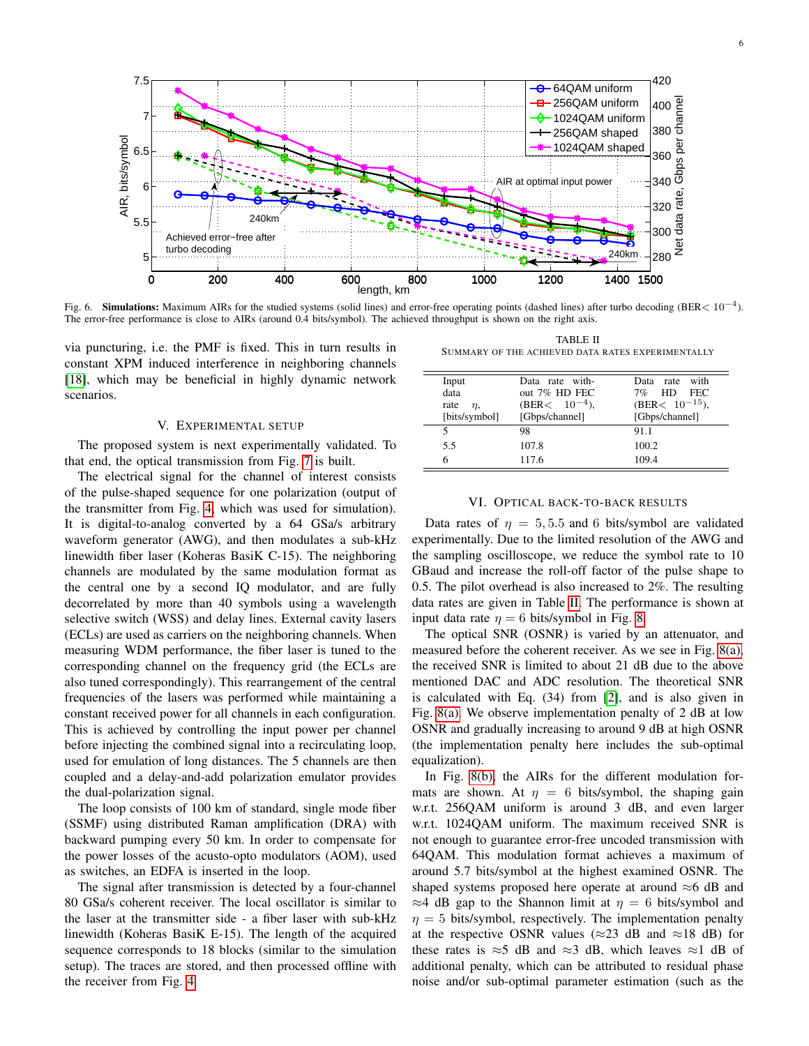Fig. 6. **Simulations:** Maximum AIRs for the studied systems (solid lines) and error-free operating points (dashed lines) after turbo decoding (BER$< 10^{-4}$). The error-free performance is close to AIRs (around 0.4 bits/symbol). The achieved throughput is shown on the right axis.

via puncturing, i.e. the PMF is fixed. This in turn results in constant XPM induced interference in neighboring channels [18], which may be beneficial in highly dynamic network scenarios.

## V. Experimental Setup

The proposed system is next experimentally validated. To that end, the optical transmission from Fig. 7 is built.

The electrical signal for the channel of interest consists of the pulse-shaped sequence for one polarization (output of the transmitter from Fig. 4, which was used for simulation). It is digital-to-analog converted by a 64 GSa/s arbitrary waveform generator (AWG), and then modulates a sub-kHz linewidth fiber laser (Koheras BasiK C-15). The neighboring channels are modulated by the same modulation format as the central one by a second IQ modulator, and are fully decorrelated by more than 40 symbols using a wavelength selective switch (WSS) and delay lines. External cavity lasers (ECLs) are used as carriers on the neighboring channels. When measuring WDM performance, the fiber laser is tuned to the corresponding channel on the frequency grid (the ECLs are also tuned correspondingly). This rearrangement of the central frequencies of the lasers was performed while maintaining a constant received power for all channels in each configuration. This is achieved by controlling the input power per channel before injecting the combined signal into a recirculating loop, used for emulation of long distances. The 5 channels are then coupled and a delay-and-add polarization emulator provides the dual-polarization signal.

The loop consists of 100 km of standard, single mode fiber (SSMF) using distributed Raman amplification (DRA) with backward pumping every 50 km. In order to compensate for the power losses of the acusto-opto modulators (AOM), used as switches, an EDFA is inserted in the loop.

The signal after transmission is detected by a four-channel 80 GSa/s coherent receiver. The local oscillator is similar to the laser at the transmitter side - a fiber laser with sub-kHz linewidth (Koheras BasiK E-15). The length of the acquired sequence corresponds to 18 blocks (similar to the simulation setup). The traces are stored, and then processed offline with the receiver from Fig. 4.

TABLE II
Summary of the achieved data rates experimentally

| Input data rate $\eta$, [bits/symbol] | Data rate without 7% HD FEC (BER$< 10^{-4}$), [Gbps/channel] | Data rate with 7% HD FEC (BER$< 10^{-15}$), [Gbps/channel] |
|---|---|---|
| 5 | 98 | 91.1 |
| 5.5 | 107.8 | 100.2 |
| 6 | 117.6 | 109.4 |

## VI. Optical Back-to-Back Results

Data rates of $\eta = 5, 5.5$ and 6 bits/symbol are validated experimentally. Due to the limited resolution of the AWG and the sampling oscilloscope, we reduce the symbol rate to 10 GBaud and increase the roll-off factor of the pulse shape to 0.5. The pilot overhead is also increased to 2%. The resulting data rates are given in Table II. The performance is shown at input data rate $\eta = 6$ bits/symbol in Fig. 8.

The optical SNR (OSNR) is varied by an attenuator, and measured before the coherent receiver. As we see in Fig. 8(a), the received SNR is limited to about 21 dB due to the above mentioned DAC and ADC resolution. The theoretical SNR is calculated with Eq. (34) from [2], and is also given in Fig. 8(a). We observe implementation penalty of 2 dB at low OSNR and gradually increasing to around 9 dB at high OSNR (the implementation penalty here includes the sub-optimal equalization).

In Fig. 8(b), the AIRs for the different modulation formats are shown. At $\eta = 6$ bits/symbol, the shaping gain w.r.t. 256QAM uniform is around 3 dB, and even larger w.r.t. 1024QAM uniform. The maximum received SNR is not enough to guarantee error-free uncoded transmission with 64QAM. This modulation format achieves a maximum of around 5.7 bits/symbol at the highest examined OSNR. The shaped systems proposed here operate at around ≈6 dB and ≈4 dB gap to the Shannon limit at $\eta = 6$ bits/symbol and $\eta = 5$ bits/symbol, respectively. The implementation penalty at the respective OSNR values (≈23 dB and ≈18 dB) for these rates is ≈5 dB and ≈3 dB, which leaves ≈1 dB of additional penalty, which can be attributed to residual phase noise and/or sub-optimal parameter estimation (such as the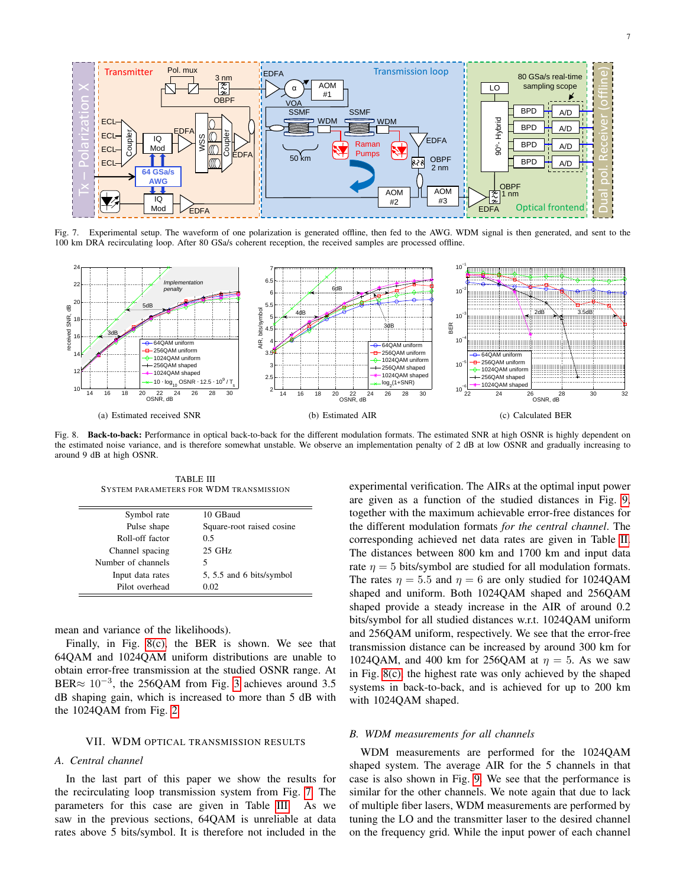Fig. 7. Experimental setup. The waveform of one polarization is generated offline, then fed to the AWG. WDM signal is then generated, and sent to the 100 km DRA recirculating loop. After 80 GSa/s coherent reception, the received samples are processed offline.

(a) Estimated received SNR

(b) Estimated AIR

(c) Calculated BER

Fig. 8. **Back-to-back:** Performance in optical back-to-back for the different modulation formats. The estimated SNR at high OSNR is highly dependent on the estimated noise variance, and is therefore somewhat unstable. We observe an implementation penalty of 2 dB at low OSNR and gradually increasing to around 9 dB at high OSNR.

TABLE III
SYSTEM PARAMETERS FOR WDM TRANSMISSION

| Parameter | Value |
|---|---|
| Symbol rate | 10 GBaud |
| Pulse shape | Square-root raised cosine |
| Roll-off factor | 0.5 |
| Channel spacing | 25 GHz |
| Number of channels | 5 |
| Input data rates | 5, 5.5 and 6 bits/symbol |
| Pilot overhead | 0.02 |

mean and variance of the likelihoods).

Finally, in Fig. 8(c), the BER is shown. We see that 64QAM and 1024QAM uniform distributions are unable to obtain error-free transmission at the studied OSNR range. At BER$\approx 10^{-3}$, the 256QAM from Fig. 3 achieves around 3.5 dB shaping gain, which is increased to more than 5 dB with the 1024QAM from Fig. 2.

## VII. WDM OPTICAL TRANSMISSION RESULTS

### A. Central channel

In the last part of this paper we show the results for the recirculating loop transmission system from Fig. 7. The parameters for this case are given in Table III. As we saw in the previous sections, 64QAM is unreliable at data rates above 5 bits/symbol. It is therefore not included in the experimental verification. The AIRs at the optimal input power are given as a function of the studied distances in Fig. 9, together with the maximum achievable error-free distances for the different modulation formats *for the central channel*. The corresponding achieved net data rates are given in Table II. The distances between 800 km and 1700 km and input data rate $\eta = 5$ bits/symbol are studied for all modulation formats. The rates $\eta = 5.5$ and $\eta = 6$ are only studied for 1024QAM shaped and uniform. Both 1024QAM shaped and 256QAM shaped provide a steady increase in the AIR of around 0.2 bits/symbol for all studied distances w.r.t. 1024QAM uniform and 256QAM uniform, respectively. We see that the error-free transmission distance can be increased by around 300 km for 1024QAM, and 400 km for 256QAM at $\eta = 5$. As we saw in Fig. 8(c) the highest rate was only achieved by the shaped systems in back-to-back, and is achieved for up to 200 km with 1024QAM shaped.

### B. WDM measurements for all channels

WDM measurements are performed for the 1024QAM shaped system. The average AIR for the 5 channels in that case is also shown in Fig. 9. We see that the performance is similar for the other channels. We note again that due to lack of multiple fiber lasers, WDM measurements are performed by tuning the LO and the transmitter laser to the desired channel on the frequency grid. While the input power of each channel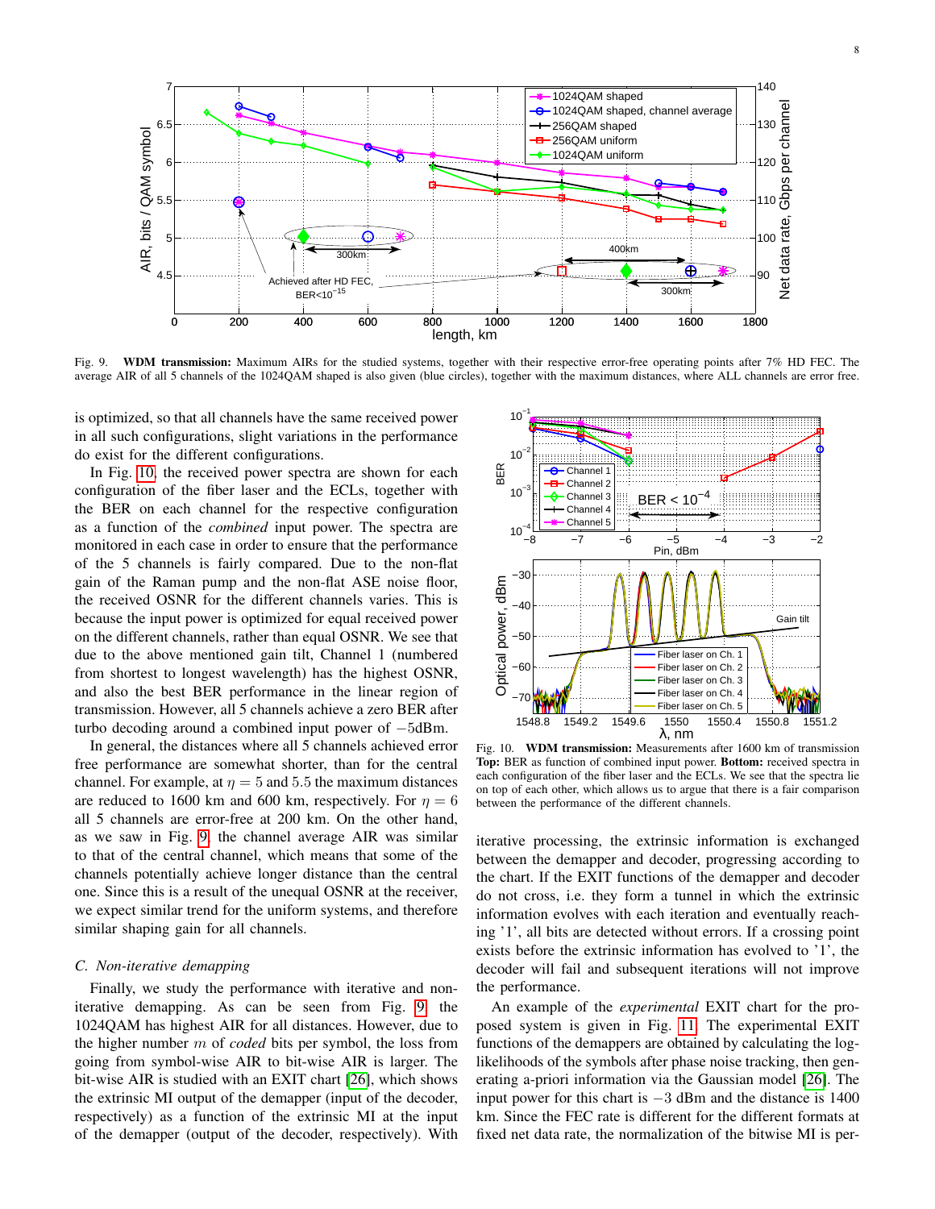Fig. 9. **WDM transmission:** Maximum AIRs for the studied systems, together with their respective error-free operating points after 7% HD FEC. The average AIR of all 5 channels of the 1024QAM shaped is also given (blue circles), together with the maximum distances, where ALL channels are error free.

is optimized, so that all channels have the same received power in all such configurations, slight variations in the performance do exist for the different configurations.

In Fig. 10, the received power spectra are shown for each configuration of the fiber laser and the ECLs, together with the BER on each channel for the respective configuration as a function of the *combined* input power. The spectra are monitored in each case in order to ensure that the performance of the 5 channels is fairly compared. Due to the non-flat gain of the Raman pump and the non-flat ASE noise floor, the received OSNR for the different channels varies. This is because the input power is optimized for equal received power on the different channels, rather than equal OSNR. We see that due to the above mentioned gain tilt, Channel 1 (numbered from shortest to longest wavelength) has the highest OSNR, and also the best BER performance in the linear region of transmission. However, all 5 channels achieve a zero BER after turbo decoding around a combined input power of $-5$dBm.

In general, the distances where all 5 channels achieved error free performance are somewhat shorter, than for the central channel. For example, at $\eta = 5$ and $5.5$ the maximum distances are reduced to 1600 km and 600 km, respectively. For $\eta = 6$ all 5 channels are error-free at 200 km. On the other hand, as we saw in Fig. 9, the channel average AIR was similar to that of the central channel, which means that some of the channels potentially achieve longer distance than the central one. Since this is a result of the unequal OSNR at the receiver, we expect similar trend for the uniform systems, and therefore similar shaping gain for all channels.

### C. Non-iterative demapping

Finally, we study the performance with iterative and non-iterative demapping. As can be seen from Fig. 9, the 1024QAM has highest AIR for all distances. However, due to the higher number $m$ of *coded* bits per symbol, the loss from going from symbol-wise AIR to bit-wise AIR is larger. The bit-wise AIR is studied with an EXIT chart [26], which shows the extrinsic MI output of the demapper (input of the decoder, respectively) as a function of the extrinsic MI at the input of the demapper (output of the decoder, respectively). With

Fig. 10. **WDM transmission:** Measurements after 1600 km of transmission **Top:** BER as function of combined input power. **Bottom:** received spectra in each configuration of the fiber laser and the ECLs. We see that the spectra lie on top of each other, which allows us to argue that there is a fair comparison between the performance of the different channels.

iterative processing, the extrinsic information is exchanged between the demapper and decoder, progressing according to the chart. If the EXIT functions of the demapper and decoder do not cross, i.e. they form a tunnel in which the extrinsic information evolves with each iteration and eventually reaching '1', all bits are detected without errors. If a crossing point exists before the extrinsic information has evolved to '1', the decoder will fail and subsequent iterations will not improve the performance.

An example of the *experimental* EXIT chart for the proposed system is given in Fig. 11. The experimental EXIT functions of the demappers are obtained by calculating the log-likelihoods of the symbols after phase noise tracking, then generating a-priori information via the Gaussian model [26]. The input power for this chart is $-3$ dBm and the distance is 1400 km. Since the FEC rate is different for the different formats at fixed net data rate, the normalization of the bitwise MI is per-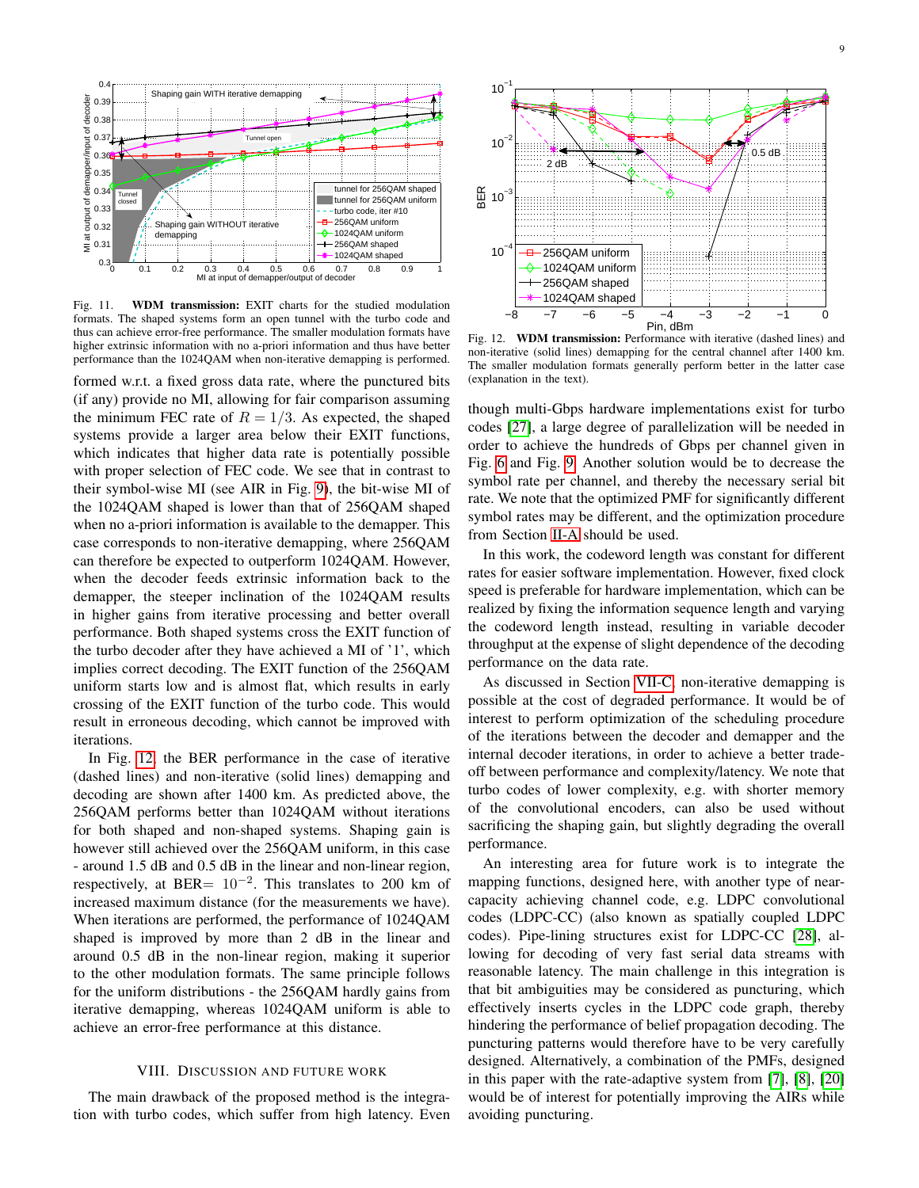Fig. 11. **WDM transmission:** EXIT charts for the studied modulation formats. The shaped systems form an open tunnel with the turbo code and thus can achieve error-free performance. The smaller modulation formats have higher extrinsic information with no a-priori information and thus have better performance than the 1024QAM when non-iterative demapping is performed.

Fig. 12. **WDM transmission:** Performance with iterative (dashed lines) and non-iterative (solid lines) demapping for the central channel after 1400 km. The smaller modulation formats generally perform better in the latter case (explanation in the text).

formed w.r.t. a fixed gross data rate, where the punctured bits (if any) provide no MI, allowing for fair comparison assuming the minimum FEC rate of $R = 1/3$. As expected, the shaped systems provide a larger area below their EXIT functions, which indicates that higher data rate is potentially possible with proper selection of FEC code. We see that in contrast to their symbol-wise MI (see AIR in Fig. 9), the bit-wise MI of the 1024QAM shaped is lower than that of 256QAM shaped when no a-priori information is available to the demapper. This case corresponds to non-iterative demapping, where 256QAM can therefore be expected to outperform 1024QAM. However, when the decoder feeds extrinsic information back to the demapper, the steeper inclination of the 1024QAM results in higher gains from iterative processing and better overall performance. Both shaped systems cross the EXIT function of the turbo decoder after they have achieved a MI of '1', which implies correct decoding. The EXIT function of the 256QAM uniform starts low and is almost flat, which results in early crossing of the EXIT function of the turbo code. This would result in erroneous decoding, which cannot be improved with iterations.

In Fig. 12, the BER performance in the case of iterative (dashed lines) and non-iterative (solid lines) demapping and decoding are shown after 1400 km. As predicted above, the 256QAM performs better than 1024QAM without iterations for both shaped and non-shaped systems. Shaping gain is however still achieved over the 256QAM uniform, in this case - around 1.5 dB and 0.5 dB in the linear and non-linear region, respectively, at BER= $10^{-2}$. This translates to 200 km of increased maximum distance (for the measurements we have). When iterations are performed, the performance of 1024QAM shaped is improved by more than 2 dB in the linear and around 0.5 dB in the non-linear region, making it superior to the other modulation formats. The same principle follows for the uniform distributions - the 256QAM hardly gains from iterative demapping, whereas 1024QAM uniform is able to achieve an error-free performance at this distance.

## VIII. Discussion and Future Work

The main drawback of the proposed method is the integration with turbo codes, which suffer from high latency. Even though multi-Gbps hardware implementations exist for turbo codes [27], a large degree of parallelization will be needed in order to achieve the hundreds of Gbps per channel given in Fig. 6 and Fig. 9. Another solution would be to decrease the symbol rate per channel, and thereby the necessary serial bit rate. We note that the optimized PMF for significantly different symbol rates may be different, and the optimization procedure from Section II-A should be used.

In this work, the codeword length was constant for different rates for easier software implementation. However, fixed clock speed is preferable for hardware implementation, which can be realized by fixing the information sequence length and varying the codeword length instead, resulting in variable decoder throughput at the expense of slight dependence of the decoding performance on the data rate.

As discussed in Section VII-C, non-iterative demapping is possible at the cost of degraded performance. It would be of interest to perform optimization of the scheduling procedure of the iterations between the decoder and demapper and the internal decoder iterations, in order to achieve a better trade-off between performance and complexity/latency. We note that turbo codes of lower complexity, e.g. with shorter memory of the convolutional encoders, can also be used without sacrificing the shaping gain, but slightly degrading the overall performance.

An interesting area for future work is to integrate the mapping functions, designed here, with another type of near-capacity achieving channel code, e.g. LDPC convolutional codes (LDPC-CC) (also known as spatially coupled LDPC codes). Pipe-lining structures exist for LDPC-CC [28], allowing for decoding of very fast serial data streams with reasonable latency. The main challenge in this integration is that bit ambiguities may be considered as puncturing, which effectively inserts cycles in the LDPC code graph, thereby hindering the performance of belief propagation decoding. The puncturing patterns would therefore have to be very carefully designed. Alternatively, a combination of the PMFs, designed in this paper with the rate-adaptive system from [7], [8], [20] would be of interest for potentially improving the AIRs while avoiding puncturing.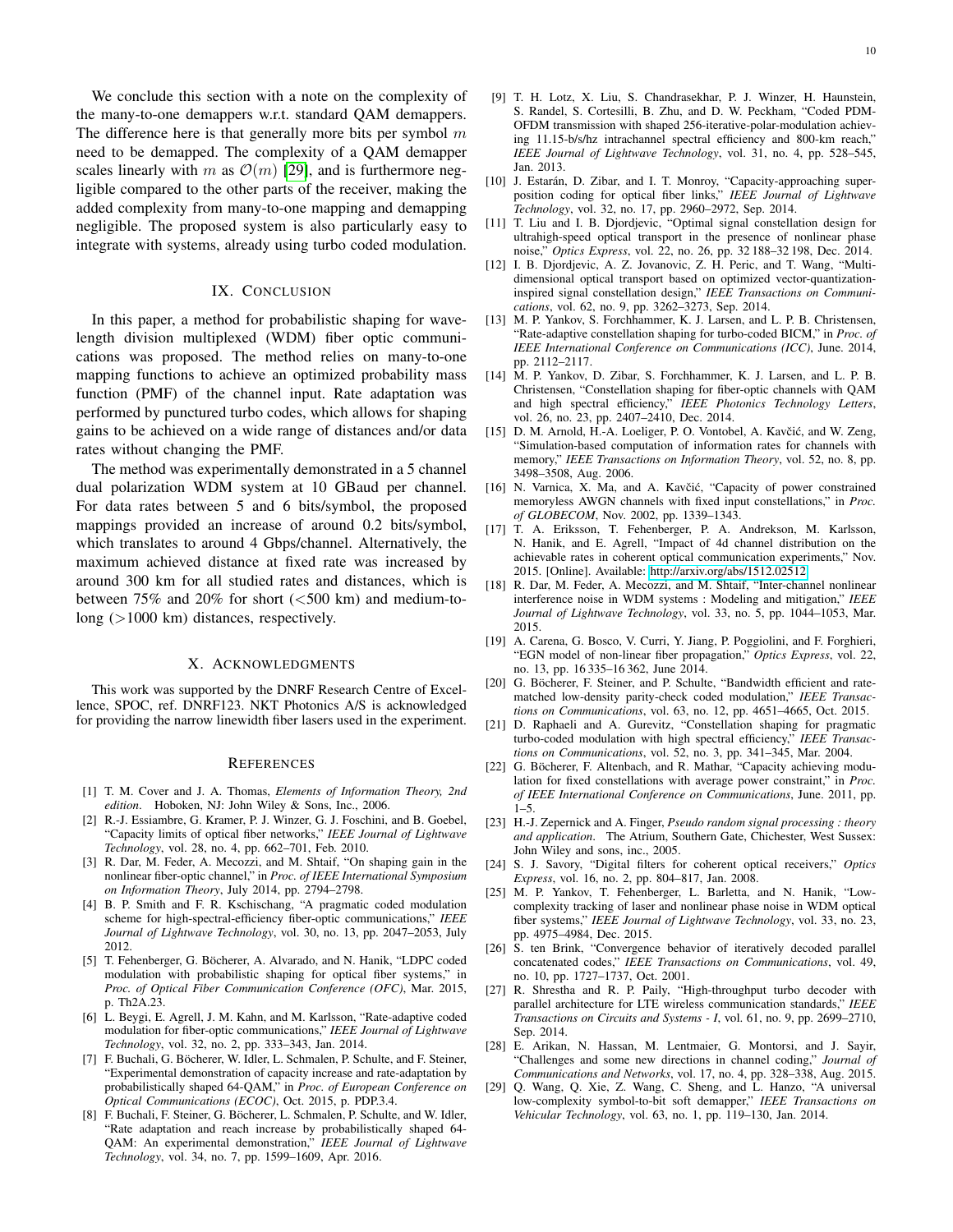We conclude this section with a note on the complexity of the many-to-one demappers w.r.t. standard QAM demappers. The difference here is that generally more bits per symbol $m$ need to be demapped. The complexity of a QAM demapper scales linearly with $m$ as $\mathcal{O}(m)$ [29], and is furthermore negligible compared to the other parts of the receiver, making the added complexity from many-to-one mapping and demapping negligible. The proposed system is also particularly easy to integrate with systems, already using turbo coded modulation.

## IX. Conclusion

In this paper, a method for probabilistic shaping for wavelength division multiplexed (WDM) fiber optic communications was proposed. The method relies on many-to-one mapping functions to achieve an optimized probability mass function (PMF) of the channel input. Rate adaptation was performed by punctured turbo codes, which allows for shaping gains to be achieved on a wide range of distances and/or data rates without changing the PMF.

The method was experimentally demonstrated in a 5 channel dual polarization WDM system at 10 GBaud per channel. For data rates between 5 and 6 bits/symbol, the proposed mappings provided an increase of around 0.2 bits/symbol, which translates to around 4 Gbps/channel. Alternatively, the maximum achieved distance at fixed rate was increased by around 300 km for all studied rates and distances, which is between 75% and 20% for short (<500 km) and medium-to-long (>1000 km) distances, respectively.

## X. Acknowledgments

This work was supported by the DNRF Research Centre of Excellence, SPOC, ref. DNRF123. NKT Photonics A/S is acknowledged for providing the narrow linewidth fiber lasers used in the experiment.

## References

[1] T. M. Cover and J. A. Thomas, *Elements of Information Theory, 2nd edition*. Hoboken, NJ: John Wiley & Sons, Inc., 2006.

[2] R.-J. Essiambre, G. Kramer, P. J. Winzer, G. J. Foschini, and B. Goebel, "Capacity limits of optical fiber networks," *IEEE Journal of Lightwave Technology*, vol. 28, no. 4, pp. 662–701, Feb. 2010.

[3] R. Dar, M. Feder, A. Mecozzi, and M. Shtaif, "On shaping gain in the nonlinear fiber-optic channel," in *Proc. of IEEE International Symposium on Information Theory*, July 2014, pp. 2794–2798.

[4] B. P. Smith and F. R. Kschischang, "A pragmatic coded modulation scheme for high-spectral-efficiency fiber-optic communications," *IEEE Journal of Lightwave Technology*, vol. 30, no. 13, pp. 2047–2053, July 2012.

[5] T. Fehenberger, G. Böcherer, A. Alvarado, and N. Hanik, "LDPC coded modulation with probabilistic shaping for optical fiber systems," in *Proc. of Optical Fiber Communication Conference (OFC)*, Mar. 2015, p. Th2A.23.

[6] L. Beygi, E. Agrell, J. M. Kahn, and M. Karlsson, "Rate-adaptive coded modulation for fiber-optic communications," *IEEE Journal of Lightwave Technology*, vol. 32, no. 2, pp. 333–343, Jan. 2014.

[7] F. Buchali, G. Böcherer, W. Idler, L. Schmalen, P. Schulte, and F. Steiner, "Experimental demonstration of capacity increase and rate-adaptation by probabilistically shaped 64-QAM," in *Proc. of European Conference on Optical Communications (ECOC)*, Oct. 2015, p. PDP.3.4.

[8] F. Buchali, F. Steiner, G. Böcherer, L. Schmalen, P. Schulte, and W. Idler, "Rate adaptation and reach increase by probabilistically shaped 64-QAM: An experimental demonstration," *IEEE Journal of Lightwave Technology*, vol. 34, no. 7, pp. 1599–1609, Apr. 2016.

[9] T. H. Lotz, X. Liu, S. Chandrasekhar, P. J. Winzer, H. Haunstein, S. Randel, S. Cortesilli, B. Zhu, and D. W. Peckham, "Coded PDM-OFDM transmission with shaped 256-iterative-polar-modulation achieving 11.15-b/s/hz intrachannel spectral efficiency and 800-km reach," *IEEE Journal of Lightwave Technology*, vol. 31, no. 4, pp. 528–545, Jan. 2013.

[10] J. Estarán, D. Zibar, and I. T. Monroy, "Capacity-approaching superposition coding for optical fiber links," *IEEE Journal of Lightwave Technology*, vol. 32, no. 17, pp. 2960–2972, Sep. 2014.

[11] T. Liu and I. B. Djordjevic, "Optimal signal constellation design for ultrahigh-speed optical transport in the presence of nonlinear phase noise," *Optics Express*, vol. 22, no. 26, pp. 32 188–32 198, Dec. 2014.

[12] I. B. Djordjevic, A. Z. Jovanovic, Z. H. Peric, and T. Wang, "Multidimensional optical transport based on optimized vector-quantization-inspired signal constellation design," *IEEE Transactions on Communications*, vol. 62, no. 9, pp. 3262–3273, Sep. 2014.

[13] M. P. Yankov, S. Forchhammer, K. J. Larsen, and L. P. B. Christensen, "Rate-adaptive constellation shaping for turbo-coded BICM," in *Proc. of IEEE International Conference on Communications (ICC)*, June. 2014, pp. 2112–2117.

[14] M. P. Yankov, D. Zibar, S. Forchhammer, K. J. Larsen, and L. P. B. Christensen, "Constellation shaping for fiber-optic channels with QAM and high spectral efficiency," *IEEE Photonics Technology Letters*, vol. 26, no. 23, pp. 2407–2410, Dec. 2014.

[15] D. M. Arnold, H.-A. Loeliger, P. O. Vontobel, A. Kavčić, and W. Zeng, "Simulation-based computation of information rates for channels with memory," *IEEE Transactions on Information Theory*, vol. 52, no. 8, pp. 3498–3508, Aug. 2006.

[16] N. Varnica, X. Ma, and A. Kavčić, "Capacity of power constrained memoryless AWGN channels with fixed input constellations," in *Proc. of GLOBECOM*, Nov. 2002, pp. 1339–1343.

[17] T. A. Eriksson, T. Fehenberger, P. A. Andrekson, M. Karlsson, N. Hanik, and E. Agrell, "Impact of 4d channel distribution on the achievable rates in coherent optical communication experiments," Nov. 2015. [Online]. Available: http://arxiv.org/abs/1512.02512

[18] R. Dar, M. Feder, A. Mecozzi, and M. Shtaif, "Inter-channel nonlinear interference noise in WDM systems : Modeling and mitigation," *IEEE Journal of Lightwave Technology*, vol. 33, no. 5, pp. 1044–1053, Mar. 2015.

[19] A. Carena, G. Bosco, V. Curri, Y. Jiang, P. Poggiolini, and F. Forghieri, "EGN model of non-linear fiber propagation," *Optics Express*, vol. 22, no. 13, pp. 16 335–16 362, June 2014.

[20] G. Böcherer, F. Steiner, and P. Schulte, "Bandwidth efficient and rate-matched low-density parity-check coded modulation," *IEEE Transactions on Communications*, vol. 63, no. 12, pp. 4651–4665, Oct. 2015.

[21] D. Raphaeli and A. Gurevitz, "Constellation shaping for pragmatic turbo-coded modulation with high spectral efficiency," *IEEE Transactions on Communications*, vol. 52, no. 3, pp. 341–345, Mar. 2004.

[22] G. Böcherer, F. Altenbach, and R. Mathar, "Capacity achieving modulation for fixed constellations with average power constraint," in *Proc. of IEEE International Conference on Communications*, June. 2011, pp. 1–5.

[23] H.-J. Zepernick and A. Finger, *Pseudo random signal processing : theory and application*. The Atrium, Southern Gate, Chichester, West Sussex: John Wiley and sons, inc., 2005.

[24] S. J. Savory, "Digital filters for coherent optical receivers," *Optics Express*, vol. 16, no. 2, pp. 804–817, Jan. 2008.

[25] M. P. Yankov, T. Fehenberger, L. Barletta, and N. Hanik, "Low-complexity tracking of laser and nonlinear phase noise in WDM optical fiber systems," *IEEE Journal of Lightwave Technology*, vol. 33, no. 23, pp. 4975–4984, Dec. 2015.

[26] S. ten Brink, "Convergence behavior of iteratively decoded parallel concatenated codes," *IEEE Transactions on Communications*, vol. 49, no. 10, pp. 1727–1737, Oct. 2001.

[27] R. Shrestha and R. P. Paily, "High-throughput turbo decoder with parallel architecture for LTE wireless communication standards," *IEEE Transactions on Circuits and Systems - I*, vol. 61, no. 9, pp. 2699–2710, Sep. 2014.

[28] E. Arikan, N. Hassan, M. Lentmaier, G. Montorsi, and J. Sayir, "Challenges and some new directions in channel coding," *Journal of Communications and Networks*, vol. 17, no. 4, pp. 328–338, Aug. 2015.

[29] Q. Wang, Q. Xie, Z. Wang, C. Sheng, and L. Hanzo, "A universal low-complexity symbol-to-bit soft demapper," *IEEE Transactions on Vehicular Technology*, vol. 63, no. 1, pp. 119–130, Jan. 2014.